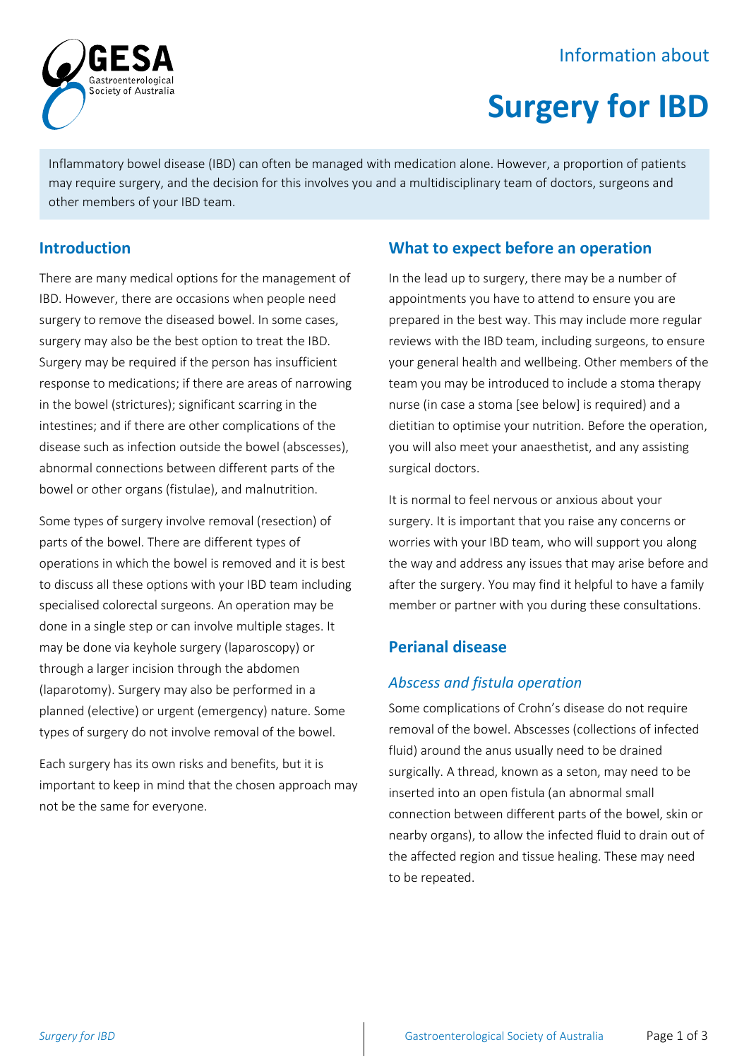Information about

# Surgery for IBD

Inflammatory bowel disease (IBD) can often be managed with medication alone. However, a proportion of patients may require surgery, and the decision for this involves you and a multidisciplinary team of doctors, surgeons and other members of your IBD team.

## Introduction

There are many medical options for the management of IBD. However, there are occasions when people need surgery to remove the diseased bowel. In some cases, surgery may also be the best option to treat the IBD. Surgery may be required if the person has insufficient response to medications; if there are areas of narrowing in the bowel (strictures); significant scarring in the intestines; and if there are other complications of the disease such as infection outside the bowel (abscesses), abnormal connections between different parts of the bowel or other organs (fistulae), and malnutrition.

Some types of surgery involve removal (resection) of parts of the bowel. There are different types of operations in which the bowel is removed and it is best to discuss all these options with your IBD team including specialised colorectal surgeons. An operation may be done in a single step or can involve multiple stages. It may be done via keyhole surgery (laparoscopy) or through a larger incision through the abdomen (laparotomy). Surgery may also be performed in a planned (elective) or urgent (emergency) nature. Some types of surgery do not involve removal of the bowel.

Each surgery has its own risks and benefits, but it is important to keep in mind that the chosen approach may not be the same for everyone.

## What to expect before an operation

In the lead up to surgery, there may be a number of appointments you have to attend to ensure you are prepared in the best way. This may include more regular reviews with the IBD team, including surgeons, to ensure your general health and wellbeing. Other members of the team you may be introduced to include a stoma therapy nurse (in case a stoma [see below] is required) and a dietitian to optimise your nutrition. Before the operation, you will also meet your anaesthetist, and any assisting surgical doctors.

It is normal to feel nervous or anxious about your surgery. It is important that you raise any concerns or worries with your IBD team, who will support you along the way and address any issues that may arise before and after the surgery. You may find it helpful to have a family member or partner with you during these consultations.

## Perianal disease

### *Abscess and fistula operation*

Some complications of Crohn's disease do not require removal of the bowel. Abscesses (collections of infected fluid) around the anus usually need to be drained surgically. A thread, known as a seton, may need to be inserted into an open fistula (an abnormal small connection between different parts of the bowel, skin or nearby organs), to allow the infected fluid to drain out of the affected region and tissue healing. These may need to be repeated.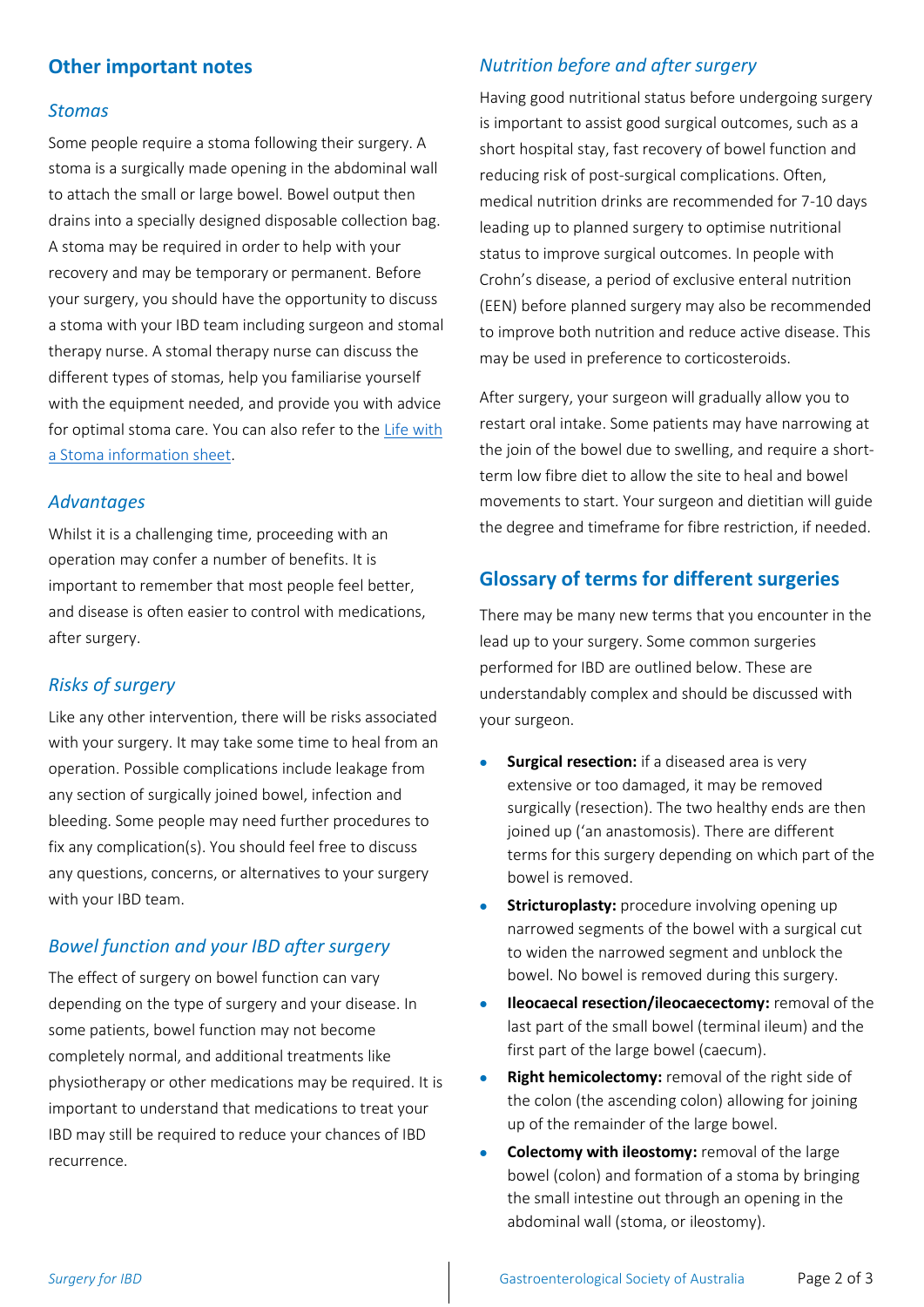## Other important notes

### *Stomas*

Some people require a stoma following their surgery. A stoma is a surgically made opening in the abdominal wall to attach the small or large bowel. Bowel output then drains into a specially designed disposable collection bag. A stoma may be required in order to help with your recovery and may be temporary or permanent. Before your surgery, you should have the opportunity to discuss a stoma with your IBD team including surgeon and stomal therapy nurse. A stomal therapy nurse can discuss the different types of stomas, help you familiarise yourself with the equipment needed, and provide you with advice for optimal stoma care. You can also refer to the Life with a Stoma information sheet.

### *Advantages*

Whilst it is a challenging time, proceeding with an operation may confer a number of benefits. It is important to remember that most people feel better, and disease is often easier to control with medications, after surgery.

### *Risks of surgery*

Like any other intervention, there will be risks associated with your surgery. It may take some time to heal from an operation. Possible complications include leakage from any section of surgically joined bowel, infection and bleeding. Some people may need further procedures to fix any complication(s). You should feel free to discuss any questions, concerns, or alternatives to your surgery with your IBD team.

### *Bowel function and your IBD after surgery*

The effect of surgery on bowel function can vary depending on the type of surgery and your disease. In some patients, bowel function may not become completely normal, and additional treatments like physiotherapy or other medications may be required. It is important to understand that medications to treat your IBD may still be required to reduce your chances of IBD recurrence.

### *Nutrition before and after surgery*

Having good nutritional status before undergoing surgery is important to assist good surgical outcomes, such as a short hospital stay, fast recovery of bowel function and reducing risk of post-surgical complications. Often, medical nutrition drinks are recommended for 7-10 days leading up to planned surgery to optimise nutritional status to improve surgical outcomes. In people with Crohn's disease, a period of exclusive enteral nutrition (EEN) before planned surgery may also be recommended to improve both nutrition and reduce active disease. This may be used in preference to corticosteroids.

After surgery, your surgeon will gradually allow you to restart oral intake. Some patients may have narrowing at the join of the bowel due to swelling, and require a short-term low fibre diet to allow the site to heal and bowel movements to start. Your surgeon and dietitian will guide the degree and timeframe for fibre restriction, if needed.

## Glossary of terms for different surgeries

There may be many new terms that you encounter in the lead up to your surgery. Some common surgeries performed for IBD are outlined below. These are understandably complex and should be discussed with your surgeon.

- **Surgical resection:** if a diseased area is very extensive or too damaged, it may be removed surgically (resection). The two healthy ends are then joined up ('an anastomosis). There are different terms for this surgery depending on which part of the bowel is removed.
- **Stricturoplasty:** procedure involving opening up narrowed segments of the bowel with a surgical cut to widen the narrowed segment and unblock the bowel. No bowel is removed during this surgery.
- **Ileocaecal resection/ileocaecectomy:** removal of the last part of the small bowel (terminal ileum) and the first part of the large bowel (caecum).
- **Right hemicolectomy:** removal of the right side of the colon (the ascending colon) allowing for joining up of the remainder of the large bowel.
- **Colectomy with ileostomy:** removal of the large bowel (colon) and formation of a stoma by bringing the small intestine out through an opening in the abdominal wall (stoma, or ileostomy).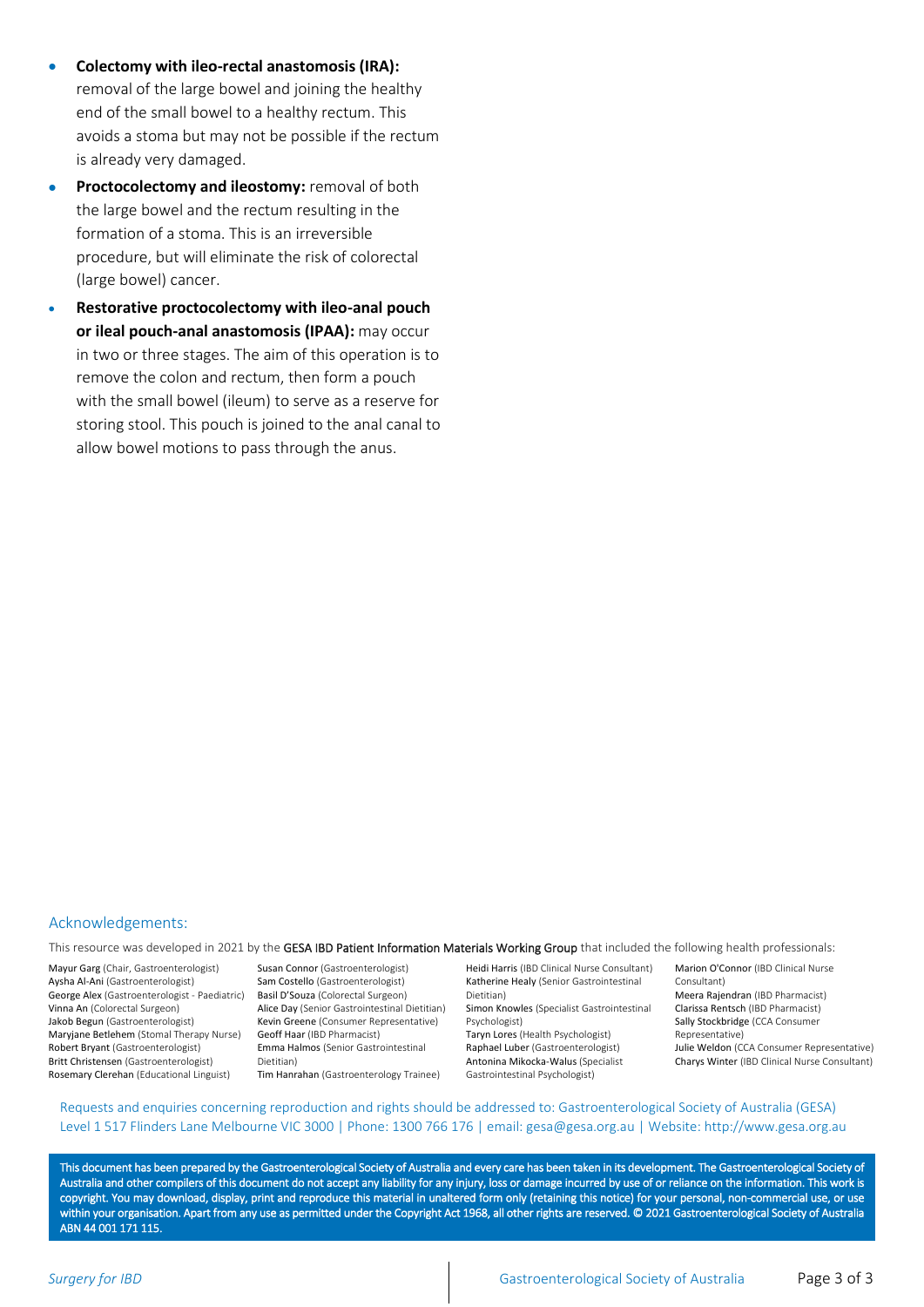- **Colectomy with ileo-rectal anastomosis (IRA):** removal of the large bowel and joining the healthy end of the small bowel to a healthy rectum. This avoids a stoma but may not be possible if the rectum is already very damaged.
- **Proctocolectomy and ileostomy:** removal of both the large bowel and the rectum resulting in the formation of a stoma. This is an irreversible procedure, but will eliminate the risk of colorectal (large bowel) cancer.
- **Restorative proctocolectomy with ileo-anal pouch or ileal pouch-anal anastomosis (IPAA):** may occur in two or three stages. The aim of this operation is to remove the colon and rectum, then form a pouch with the small bowel (ileum) to serve as a reserve for storing stool. This pouch is joined to the anal canal to allow bowel motions to pass through the anus.

## Acknowledgements:

This resource was developed in 2021 by the **GESA IBD Patient Information Materials Working Group** that included the following health professionals:

**Mayur Garg** (Chair, Gastroenterologist)
**Aysha Al-Ani** (Gastroenterologist)
**George Alex** (Gastroenterologist - Paediatric)
**Vinna An** (Colorectal Surgeon)
**Jakob Begun** (Gastroenterologist)
**Maryjane Betlehem** (Stomal Therapy Nurse)
**Robert Bryant** (Gastroenterologist)
**Britt Christensen** (Gastroenterologist)
**Rosemary Clerehan** (Educational Linguist)
**Susan Connor** (Gastroenterologist)
**Sam Costello** (Gastroenterologist)
**Basil D'Souza** (Colorectal Surgeon)
**Alice Day** (Senior Gastrointestinal Dietitian)
**Kevin Greene** (Consumer Representative)
**Geoff Haar** (IBD Pharmacist)
**Emma Halmos** (Senior Gastrointestinal Dietitian)
**Tim Hanrahan** (Gastroenterology Trainee)
**Heidi Harris** (IBD Clinical Nurse Consultant)
**Katherine Healy** (Senior Gastrointestinal Dietitian)
**Simon Knowles** (Specialist Gastrointestinal Psychologist)
**Taryn Lores** (Health Psychologist)
**Raphael Luber** (Gastroenterologist)
**Antonina Mikocka-Walus** (Specialist Gastrointestinal Psychologist)
**Marion O'Connor** (IBD Clinical Nurse Consultant)
**Meera Rajendran** (IBD Pharmacist)
**Clarissa Rentsch** (IBD Pharmacist)
**Sally Stockbridge** (CCA Consumer Representative)
**Julie Weldon** (CCA Consumer Representative)
**Charys Winter** (IBD Clinical Nurse Consultant)

Requests and enquiries concerning reproduction and rights should be addressed to: Gastroenterological Society of Australia (GESA)
Level 1 517 Flinders Lane Melbourne VIC 3000 | Phone: 1300 766 176 | email: gesa@gesa.org.au | Website: http://www.gesa.org.au

This document has been prepared by the Gastroenterological Society of Australia and every care has been taken in its development. The Gastroenterological Society of Australia and other compilers of this document do not accept any liability for any injury, loss or damage incurred by use of or reliance on the information. This work is copyright. You may download, display, print and reproduce this material in unaltered form only (retaining this notice) for your personal, non-commercial use, or use within your organisation. Apart from any use as permitted under the Copyright Act 1968, all other rights are reserved. © 2021 Gastroenterological Society of Australia ABN 44 001 171 115.